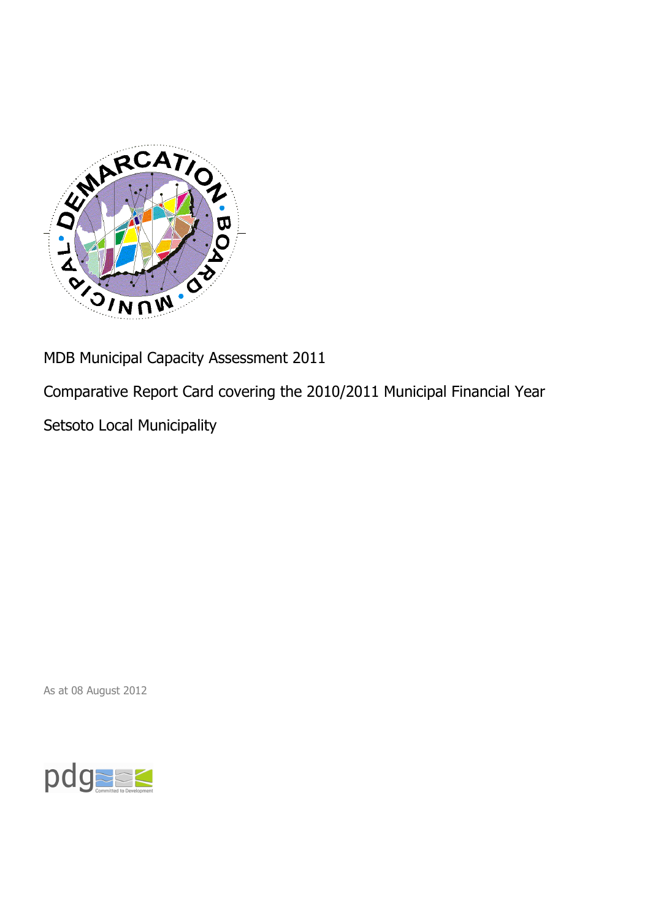MDB Municipal Capacity Assessment 2011

Comparative Report Card covering the 2010/2011 Municipal Financial Year

Setsoto Local Municipality

As at 08 August 2012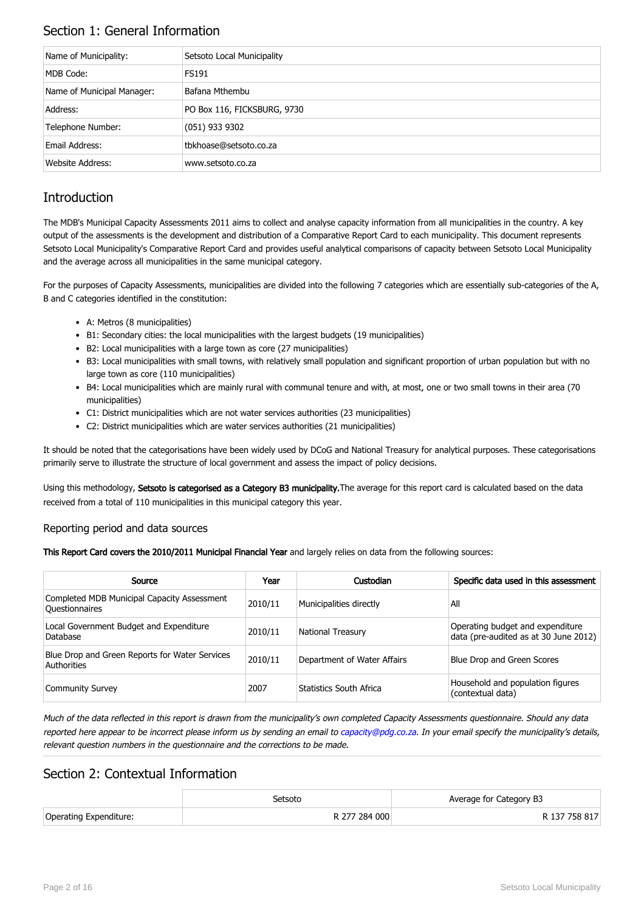## Section 1: General Information

| Name of Municipality: | Setsoto Local Municipality |
|---|---|
| MDB Code: | FS191 |
| Name of Municipal Manager: | Bafana Mthembu |
| Address: | PO Box 116, FICKSBURG, 9730 |
| Telephone Number: | (051) 933 9302 |
| Email Address: | tbkhoase@setsoto.co.za |
| Website Address: | www.setsoto.co.za |

## Introduction

The MDB's Municipal Capacity Assessments 2011 aims to collect and analyse capacity information from all municipalities in the country. A key output of the assessments is the development and distribution of a Comparative Report Card to each municipality. This document represents Setsoto Local Municipality's Comparative Report Card and provides useful analytical comparisons of capacity between Setsoto Local Municipality and the average across all municipalities in the same municipal category.

For the purposes of Capacity Assessments, municipalities are divided into the following 7 categories which are essentially sub-categories of the A, B and C categories identified in the constitution:

- A: Metros (8 municipalities)
- B1: Secondary cities: the local municipalities with the largest budgets (19 municipalities)
- B2: Local municipalities with a large town as core (27 municipalities)
- B3: Local municipalities with small towns, with relatively small population and significant proportion of urban population but with no large town as core (110 municipalities)
- B4: Local municipalities which are mainly rural with communal tenure and with, at most, one or two small towns in their area (70 municipalities)
- C1: District municipalities which are not water services authorities (23 municipalities)
- C2: District municipalities which are water services authorities (21 municipalities)

It should be noted that the categorisations have been widely used by DCoG and National Treasury for analytical purposes. These categorisations primarily serve to illustrate the structure of local government and assess the impact of policy decisions.

Using this methodology, **Setsoto is categorised as a Category B3 municipality.** The average for this report card is calculated based on the data received from a total of 110 municipalities in this municipal category this year.

### Reporting period and data sources

**This Report Card covers the 2010/2011 Municipal Financial Year** and largely relies on data from the following sources:

| Source | Year | Custodian | Specific data used in this assessment |
|---|---|---|---|
| Completed MDB Municipal Capacity Assessment Questionnaires | 2010/11 | Municipalities directly | All |
| Local Government Budget and Expenditure Database | 2010/11 | National Treasury | Operating budget and expenditure data (pre-audited as at 30 June 2012) |
| Blue Drop and Green Reports for Water Services Authorities | 2010/11 | Department of Water Affairs | Blue Drop and Green Scores |
| Community Survey | 2007 | Statistics South Africa | Household and population figures (contextual data) |

*Much of the data reflected in this report is drawn from the municipality's own completed Capacity Assessments questionnaire. Should any data reported here appear to be incorrect please inform us by sending an email to capacity@pdg.co.za. In your email specify the municipality's details, relevant question numbers in the questionnaire and the corrections to be made.*

## Section 2: Contextual Information

| | Setsoto | Average for Category B3 |
|---|---|---|
| Operating Expenditure: | R 277 284 000 | R 137 758 817 |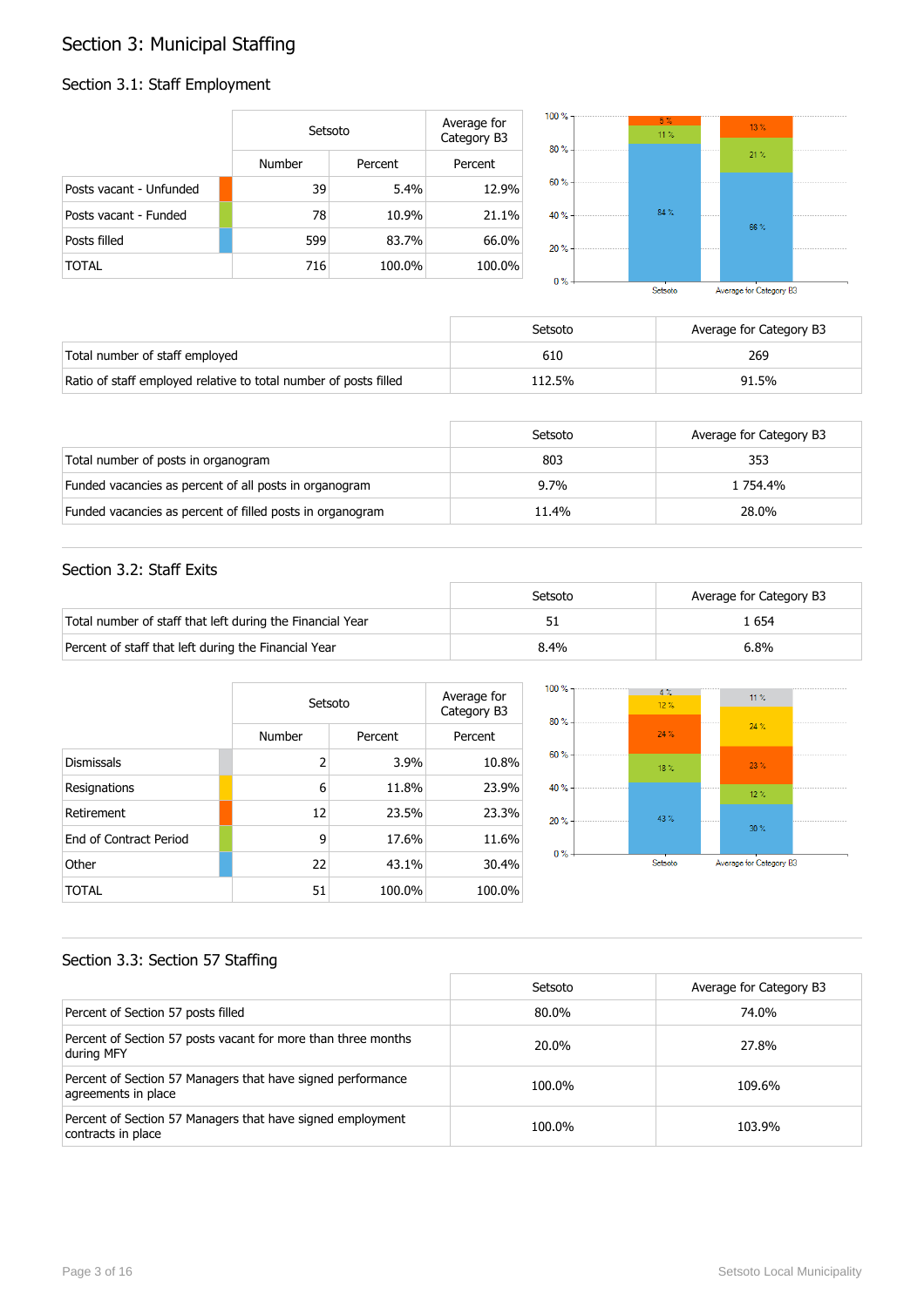# Section 3: Municipal Staffing

## Section 3.1: Staff Employment

| | Setsoto | | Average for Category B3 |
|---|---|---|---|
| | Number | Percent | Percent |
| Posts vacant - Unfunded | 39 | 5.4% | 12.9% |
| Posts vacant - Funded | 78 | 10.9% | 21.1% |
| Posts filled | 599 | 83.7% | 66.0% |
| TOTAL | 716 | 100.0% | 100.0% |

| | Setsoto | Average for Category B3 |
|---|---|---|
| Total number of staff employed | 610 | 269 |
| Ratio of staff employed relative to total number of posts filled | 112.5% | 91.5% |

| | Setsoto | Average for Category B3 |
|---|---|---|
| Total number of posts in organogram | 803 | 353 |
| Funded vacancies as percent of all posts in organogram | 9.7% | 1 754.4% |
| Funded vacancies as percent of filled posts in organogram | 11.4% | 28.0% |

## Section 3.2: Staff Exits

| | Setsoto | Average for Category B3 |
|---|---|---|
| Total number of staff that left during the Financial Year | 51 | 1 654 |
| Percent of staff that left during the Financial Year | 8.4% | 6.8% |

| | Setsoto | | Average for Category B3 |
|---|---|---|---|
| | Number | Percent | Percent |
| Dismissals | 2 | 3.9% | 10.8% |
| Resignations | 6 | 11.8% | 23.9% |
| Retirement | 12 | 23.5% | 23.3% |
| End of Contract Period | 9 | 17.6% | 11.6% |
| Other | 22 | 43.1% | 30.4% |
| TOTAL | 51 | 100.0% | 100.0% |

## Section 3.3: Section 57 Staffing

| | Setsoto | Average for Category B3 |
|---|---|---|
| Percent of Section 57 posts filled | 80.0% | 74.0% |
| Percent of Section 57 posts vacant for more than three months during MFY | 20.0% | 27.8% |
| Percent of Section 57 Managers that have signed performance agreements in place | 100.0% | 109.6% |
| Percent of Section 57 Managers that have signed employment contracts in place | 100.0% | 103.9% |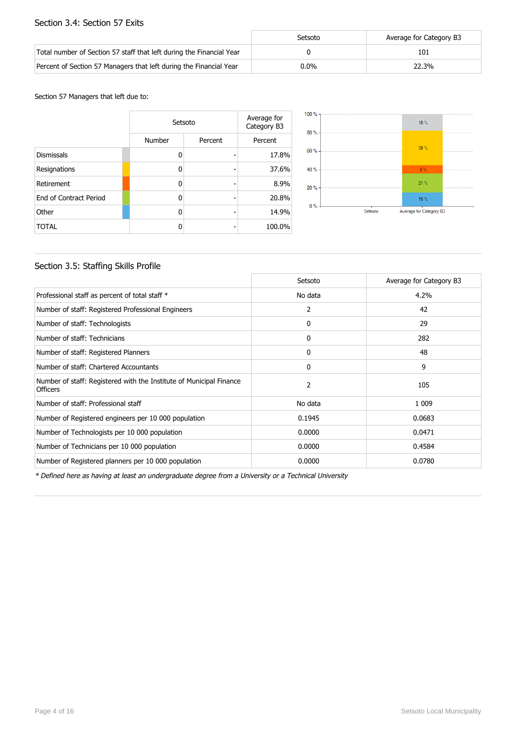## Section 3.4: Section 57 Exits

| | Setsoto | Average for Category B3 |
|---|---|---|
| Total number of Section 57 staff that left during the Financial Year | 0 | 101 |
| Percent of Section 57 Managers that left during the Financial Year | 0.0% | 22.3% |

Section 57 Managers that left due to:

| | Setsoto | | Average for Category B3 |
|---|---|---|---|
| | Number | Percent | Percent |
| Dismissals | 0 | - | 17.8% |
| Resignations | 0 | - | 37.6% |
| Retirement | 0 | - | 8.9% |
| End of Contract Period | 0 | - | 20.8% |
| Other | 0 | - | 14.9% |
| TOTAL | 0 | - | 100.0% |

## Section 3.5: Staffing Skills Profile

| | Setsoto | Average for Category B3 |
|---|---|---|
| Professional staff as percent of total staff * | No data | 4.2% |
| Number of staff: Registered Professional Engineers | 2 | 42 |
| Number of staff: Technologists | 0 | 29 |
| Number of staff: Technicians | 0 | 282 |
| Number of staff: Registered Planners | 0 | 48 |
| Number of staff: Chartered Accountants | 0 | 9 |
| Number of staff: Registered with the Institute of Municipal Finance Officers | 2 | 105 |
| Number of staff: Professional staff | No data | 1 009 |
| Number of Registered engineers per 10 000 population | 0.1945 | 0.0683 |
| Number of Technologists per 10 000 population | 0.0000 | 0.0471 |
| Number of Technicians per 10 000 population | 0.0000 | 0.4584 |
| Number of Registered planners per 10 000 population | 0.0000 | 0.0780 |

*\* Defined here as having at least an undergraduate degree from a University or a Technical University*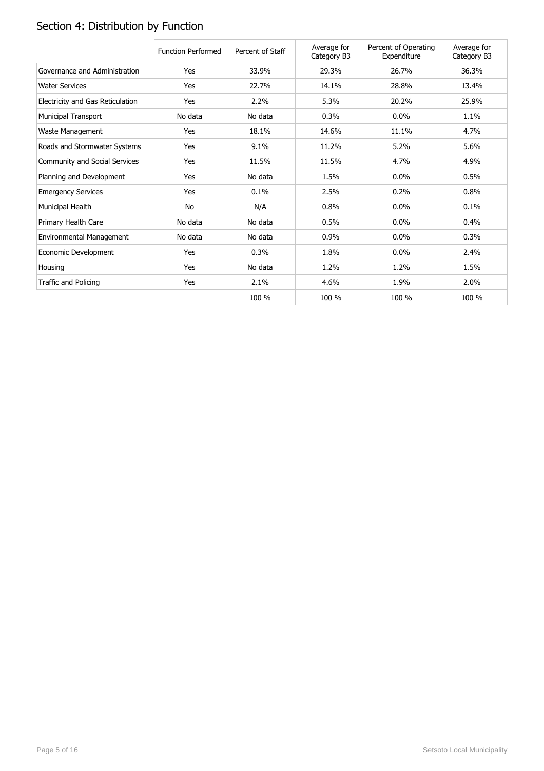## Section 4: Distribution by Function

| | Function Performed | Percent of Staff | Average for Category B3 | Percent of Operating Expenditure | Average for Category B3 |
|---|---|---|---|---|---|
| Governance and Administration | Yes | 33.9% | 29.3% | 26.7% | 36.3% |
| Water Services | Yes | 22.7% | 14.1% | 28.8% | 13.4% |
| Electricity and Gas Reticulation | Yes | 2.2% | 5.3% | 20.2% | 25.9% |
| Municipal Transport | No data | No data | 0.3% | 0.0% | 1.1% |
| Waste Management | Yes | 18.1% | 14.6% | 11.1% | 4.7% |
| Roads and Stormwater Systems | Yes | 9.1% | 11.2% | 5.2% | 5.6% |
| Community and Social Services | Yes | 11.5% | 11.5% | 4.7% | 4.9% |
| Planning and Development | Yes | No data | 1.5% | 0.0% | 0.5% |
| Emergency Services | Yes | 0.1% | 2.5% | 0.2% | 0.8% |
| Municipal Health | No | N/A | 0.8% | 0.0% | 0.1% |
| Primary Health Care | No data | No data | 0.5% | 0.0% | 0.4% |
| Environmental Management | No data | No data | 0.9% | 0.0% | 0.3% |
| Economic Development | Yes | 0.3% | 1.8% | 0.0% | 2.4% |
| Housing | Yes | No data | 1.2% | 1.2% | 1.5% |
| Traffic and Policing | Yes | 2.1% | 4.6% | 1.9% | 2.0% |
| | | 100 % | 100 % | 100 % | 100 % |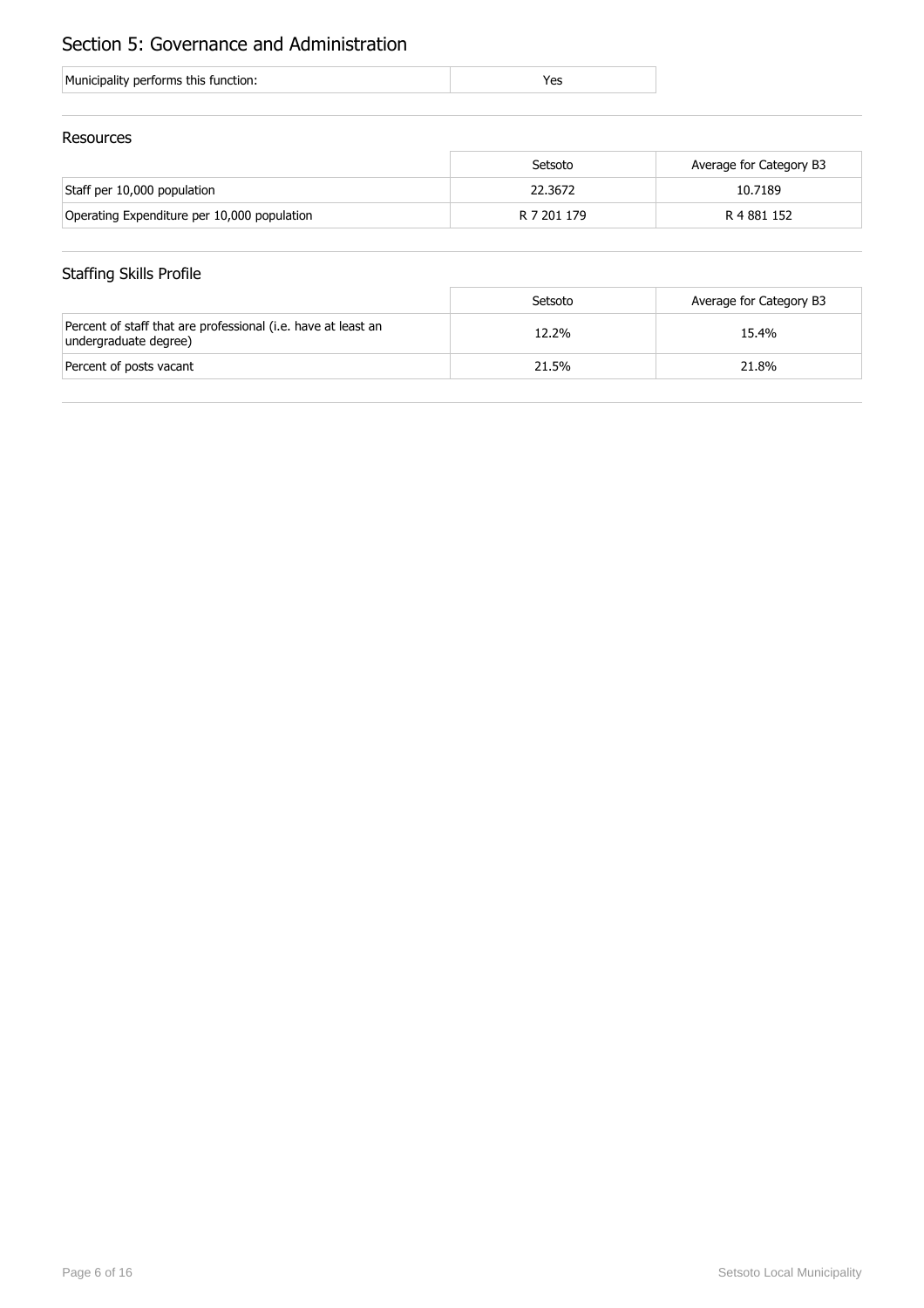## Section 5: Governance and Administration

| Municipality performs this function: | Yes |
| --- | --- |

### Resources

| | Setsoto | Average for Category B3 |
| --- | --- | --- |
| Staff per 10,000 population | 22.3672 | 10.7189 |
| Operating Expenditure per 10,000 population | R 7 201 179 | R 4 881 152 |

### Staffing Skills Profile

| | Setsoto | Average for Category B3 |
| --- | --- | --- |
| Percent of staff that are professional (i.e. have at least an undergraduate degree) | 12.2% | 15.4% |
| Percent of posts vacant | 21.5% | 21.8% |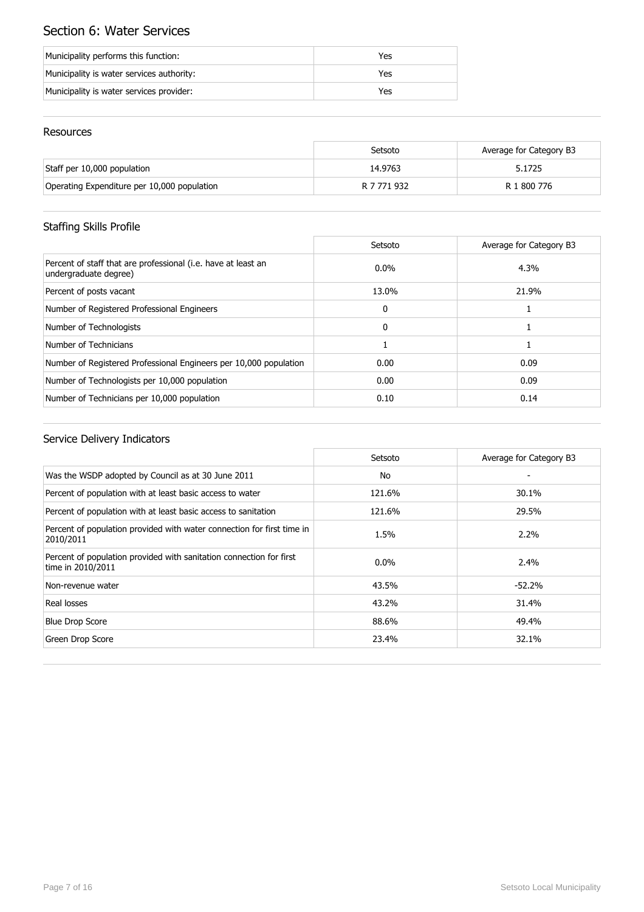# Section 6: Water Services

| | |
|---|---|
| Municipality performs this function: | Yes |
| Municipality is water services authority: | Yes |
| Municipality is water services provider: | Yes |

## Resources

| | Setsoto | Average for Category B3 |
|---|---|---|
| Staff per 10,000 population | 14.9763 | 5.1725 |
| Operating Expenditure per 10,000 population | R 7 771 932 | R 1 800 776 |

## Staffing Skills Profile

| | Setsoto | Average for Category B3 |
|---|---|---|
| Percent of staff that are professional (i.e. have at least an undergraduate degree) | 0.0% | 4.3% |
| Percent of posts vacant | 13.0% | 21.9% |
| Number of Registered Professional Engineers | 0 | 1 |
| Number of Technologists | 0 | 1 |
| Number of Technicians | 1 | 1 |
| Number of Registered Professional Engineers per 10,000 population | 0.00 | 0.09 |
| Number of Technologists per 10,000 population | 0.00 | 0.09 |
| Number of Technicians per 10,000 population | 0.10 | 0.14 |

## Service Delivery Indicators

| | Setsoto | Average for Category B3 |
|---|---|---|
| Was the WSDP adopted by Council as at 30 June 2011 | No | - |
| Percent of population with at least basic access to water | 121.6% | 30.1% |
| Percent of population with at least basic access to sanitation | 121.6% | 29.5% |
| Percent of population provided with water connection for first time in 2010/2011 | 1.5% | 2.2% |
| Percent of population provided with sanitation connection for first time in 2010/2011 | 0.0% | 2.4% |
| Non-revenue water | 43.5% | -52.2% |
| Real losses | 43.2% | 31.4% |
| Blue Drop Score | 88.6% | 49.4% |
| Green Drop Score | 23.4% | 32.1% |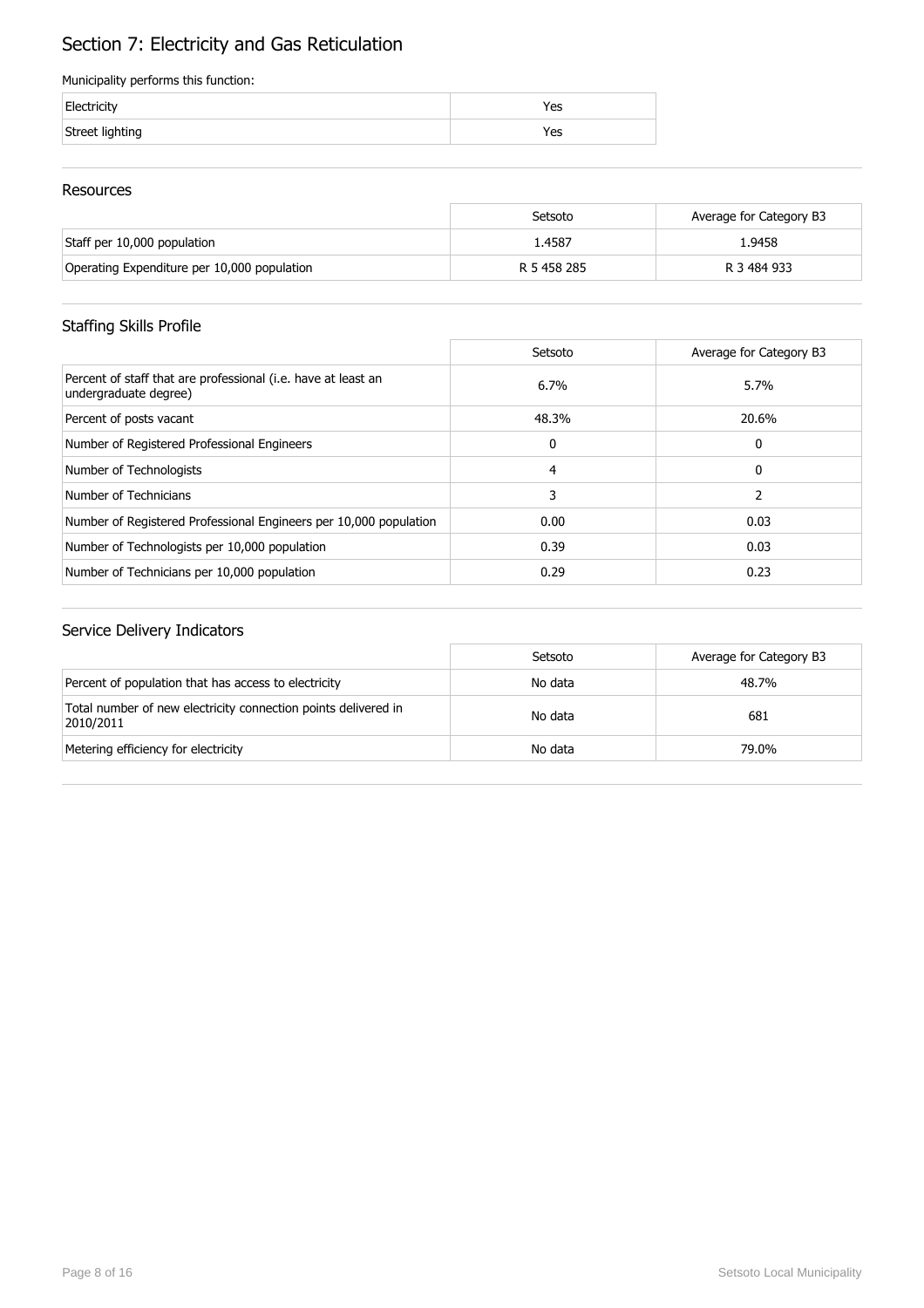# Section 7: Electricity and Gas Reticulation

Municipality performs this function:

| | |
|---|---|
| Electricity | Yes |
| Street lighting | Yes |

## Resources

| | Setsoto | Average for Category B3 |
|---|---|---|
| Staff per 10,000 population | 1.4587 | 1.9458 |
| Operating Expenditure per 10,000 population | R 5 458 285 | R 3 484 933 |

## Staffing Skills Profile

| | Setsoto | Average for Category B3 |
|---|---|---|
| Percent of staff that are professional (i.e. have at least an undergraduate degree) | 6.7% | 5.7% |
| Percent of posts vacant | 48.3% | 20.6% |
| Number of Registered Professional Engineers | 0 | 0 |
| Number of Technologists | 4 | 0 |
| Number of Technicians | 3 | 2 |
| Number of Registered Professional Engineers per 10,000 population | 0.00 | 0.03 |
| Number of Technologists per 10,000 population | 0.39 | 0.03 |
| Number of Technicians per 10,000 population | 0.29 | 0.23 |

## Service Delivery Indicators

| | Setsoto | Average for Category B3 |
|---|---|---|
| Percent of population that has access to electricity | No data | 48.7% |
| Total number of new electricity connection points delivered in 2010/2011 | No data | 681 |
| Metering efficiency for electricity | No data | 79.0% |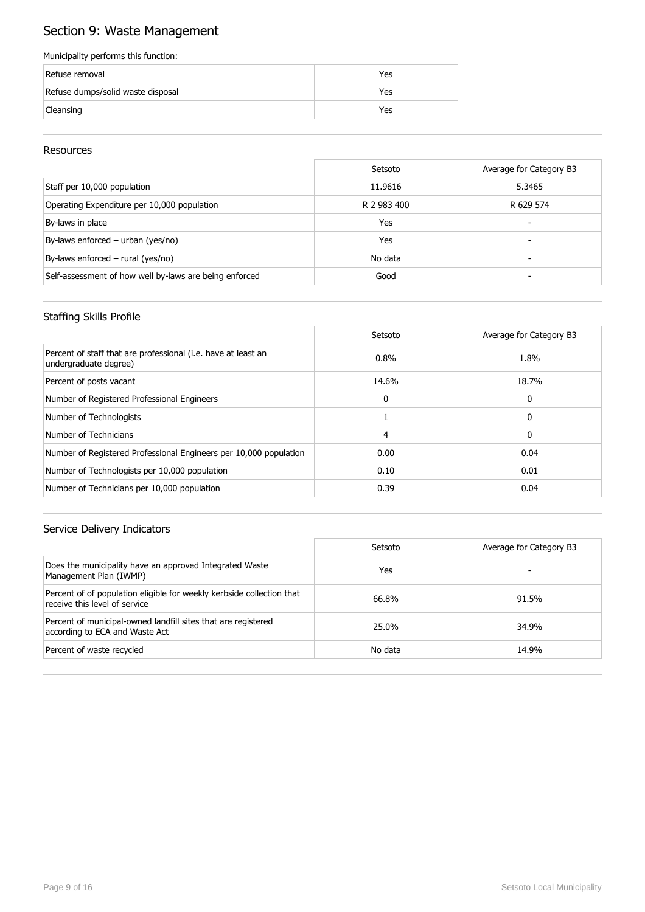# Section 9: Waste Management

Municipality performs this function:

| | |
|---|---|
| Refuse removal | Yes |
| Refuse dumps/solid waste disposal | Yes |
| Cleansing | Yes |

## Resources

| | Setsoto | Average for Category B3 |
|---|---|---|
| Staff per 10,000 population | 11.9616 | 5.3465 |
| Operating Expenditure per 10,000 population | R 2 983 400 | R 629 574 |
| By-laws in place | Yes | - |
| By-laws enforced – urban (yes/no) | Yes | - |
| By-laws enforced – rural (yes/no) | No data | - |
| Self-assessment of how well by-laws are being enforced | Good | - |

## Staffing Skills Profile

| | Setsoto | Average for Category B3 |
|---|---|---|
| Percent of staff that are professional (i.e. have at least an undergraduate degree) | 0.8% | 1.8% |
| Percent of posts vacant | 14.6% | 18.7% |
| Number of Registered Professional Engineers | 0 | 0 |
| Number of Technologists | 1 | 0 |
| Number of Technicians | 4 | 0 |
| Number of Registered Professional Engineers per 10,000 population | 0.00 | 0.04 |
| Number of Technologists per 10,000 population | 0.10 | 0.01 |
| Number of Technicians per 10,000 population | 0.39 | 0.04 |

## Service Delivery Indicators

| | Setsoto | Average for Category B3 |
|---|---|---|
| Does the municipality have an approved Integrated Waste Management Plan (IWMP) | Yes | - |
| Percent of of population eligible for weekly kerbside collection that receive this level of service | 66.8% | 91.5% |
| Percent of municipal-owned landfill sites that are registered according to ECA and Waste Act | 25.0% | 34.9% |
| Percent of waste recycled | No data | 14.9% |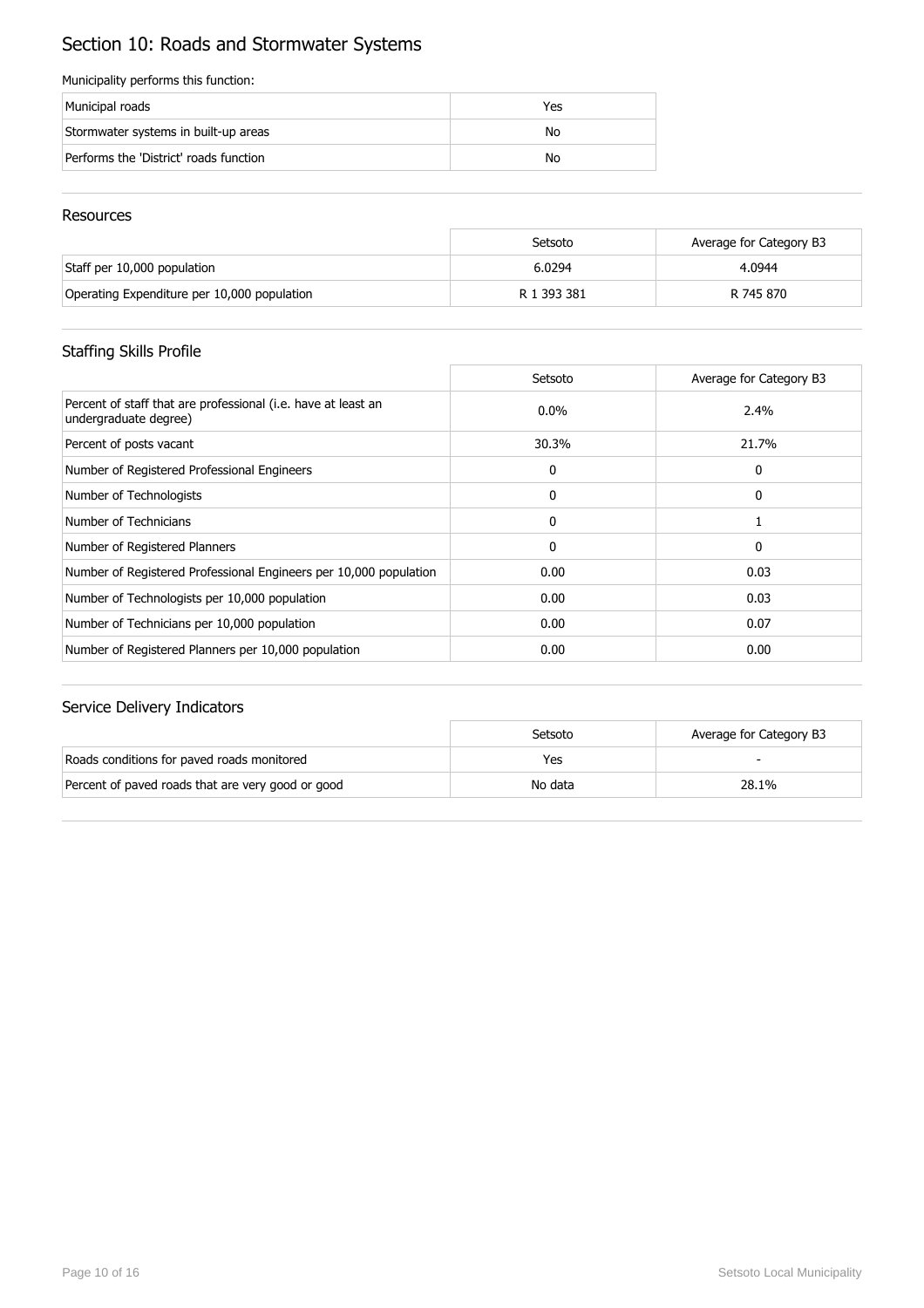# Section 10: Roads and Stormwater Systems

Municipality performs this function:

| | |
|---|---|
| Municipal roads | Yes |
| Stormwater systems in built-up areas | No |
| Performs the 'District' roads function | No |

## Resources

| | Setsoto | Average for Category B3 |
|---|---|---|
| Staff per 10,000 population | 6.0294 | 4.0944 |
| Operating Expenditure per 10,000 population | R 1 393 381 | R 745 870 |

## Staffing Skills Profile

| | Setsoto | Average for Category B3 |
|---|---|---|
| Percent of staff that are professional (i.e. have at least an undergraduate degree) | 0.0% | 2.4% |
| Percent of posts vacant | 30.3% | 21.7% |
| Number of Registered Professional Engineers | 0 | 0 |
| Number of Technologists | 0 | 0 |
| Number of Technicians | 0 | 1 |
| Number of Registered Planners | 0 | 0 |
| Number of Registered Professional Engineers per 10,000 population | 0.00 | 0.03 |
| Number of Technologists per 10,000 population | 0.00 | 0.03 |
| Number of Technicians per 10,000 population | 0.00 | 0.07 |
| Number of Registered Planners per 10,000 population | 0.00 | 0.00 |

## Service Delivery Indicators

| | Setsoto | Average for Category B3 |
|---|---|---|
| Roads conditions for paved roads monitored | Yes | - |
| Percent of paved roads that are very good or good | No data | 28.1% |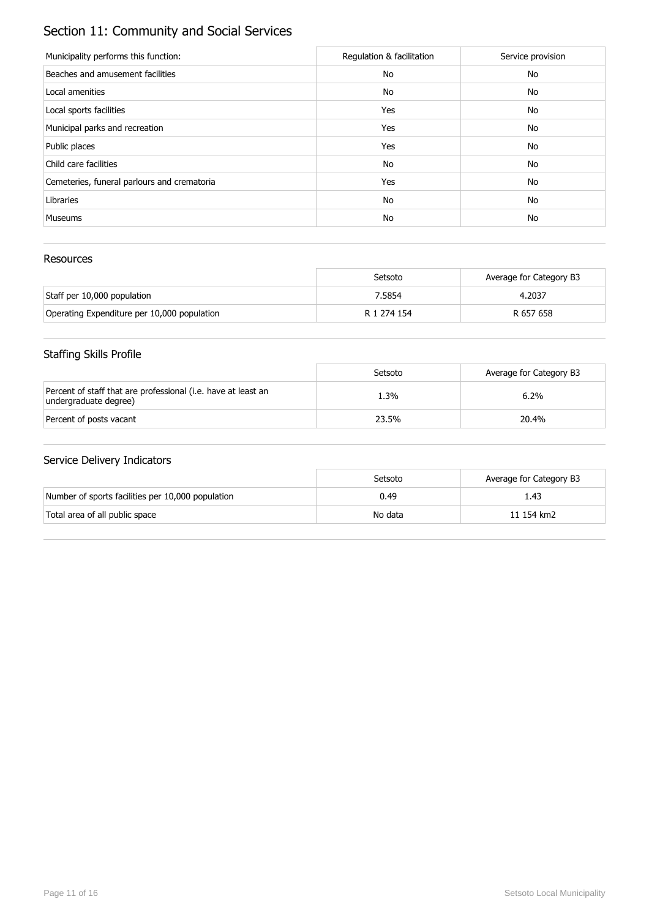# Section 11: Community and Social Services

| Municipality performs this function: | Regulation & facilitation | Service provision |
| --- | --- | --- |
| Beaches and amusement facilities | No | No |
| Local amenities | No | No |
| Local sports facilities | Yes | No |
| Municipal parks and recreation | Yes | No |
| Public places | Yes | No |
| Child care facilities | No | No |
| Cemeteries, funeral parlours and crematoria | Yes | No |
| Libraries | No | No |
| Museums | No | No |

## Resources

| | Setsoto | Average for Category B3 |
| --- | --- | --- |
| Staff per 10,000 population | 7.5854 | 4.2037 |
| Operating Expenditure per 10,000 population | R 1 274 154 | R 657 658 |

## Staffing Skills Profile

| | Setsoto | Average for Category B3 |
| --- | --- | --- |
| Percent of staff that are professional (i.e. have at least an undergraduate degree) | 1.3% | 6.2% |
| Percent of posts vacant | 23.5% | 20.4% |

## Service Delivery Indicators

| | Setsoto | Average for Category B3 |
| --- | --- | --- |
| Number of sports facilities per 10,000 population | 0.49 | 1.43 |
| Total area of all public space | No data | 11 154 km2 |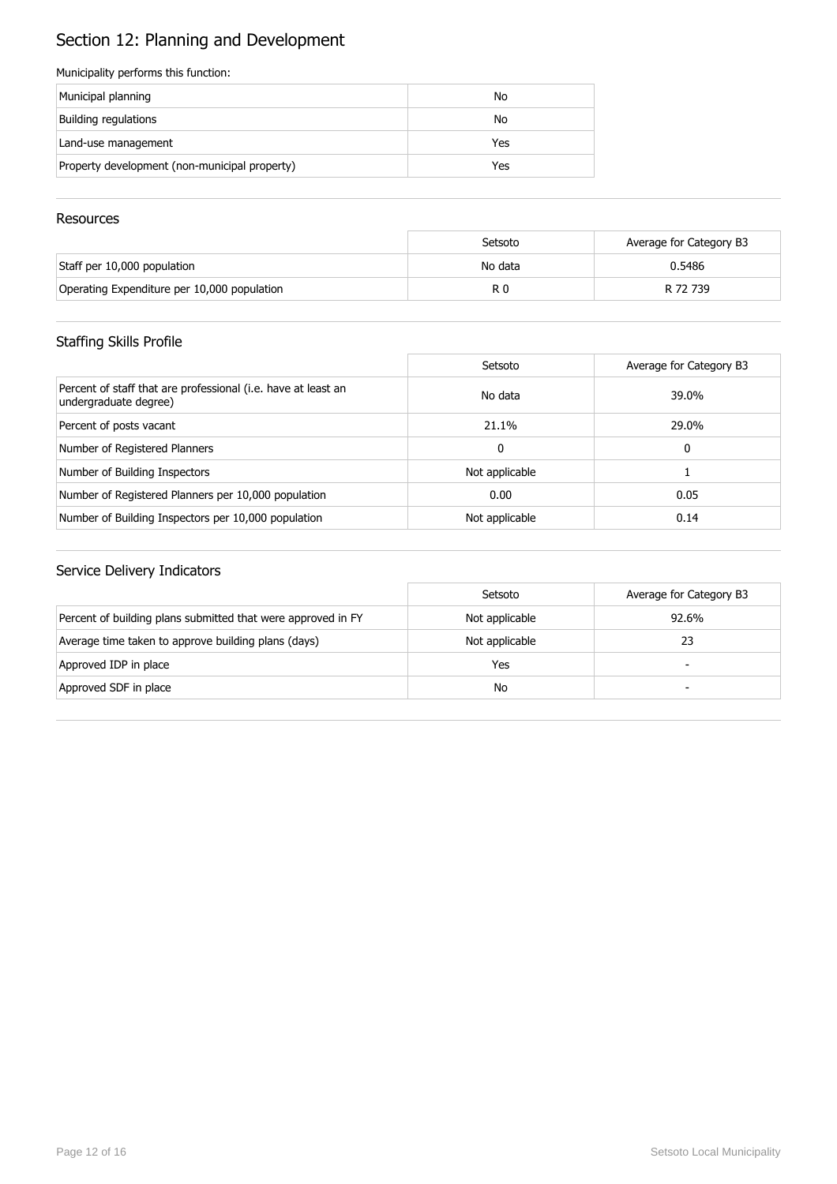# Section 12: Planning and Development

Municipality performs this function:

| | |
|---|---|
| Municipal planning | No |
| Building regulations | No |
| Land-use management | Yes |
| Property development (non-municipal property) | Yes |

## Resources

| | Setsoto | Average for Category B3 |
|---|---|---|
| Staff per 10,000 population | No data | 0.5486 |
| Operating Expenditure per 10,000 population | R 0 | R 72 739 |

## Staffing Skills Profile

| | Setsoto | Average for Category B3 |
|---|---|---|
| Percent of staff that are professional (i.e. have at least an undergraduate degree) | No data | 39.0% |
| Percent of posts vacant | 21.1% | 29.0% |
| Number of Registered Planners | 0 | 0 |
| Number of Building Inspectors | Not applicable | 1 |
| Number of Registered Planners per 10,000 population | 0.00 | 0.05 |
| Number of Building Inspectors per 10,000 population | Not applicable | 0.14 |

## Service Delivery Indicators

| | Setsoto | Average for Category B3 |
|---|---|---|
| Percent of building plans submitted that were approved in FY | Not applicable | 92.6% |
| Average time taken to approve building plans (days) | Not applicable | 23 |
| Approved IDP in place | Yes | - |
| Approved SDF in place | No | - |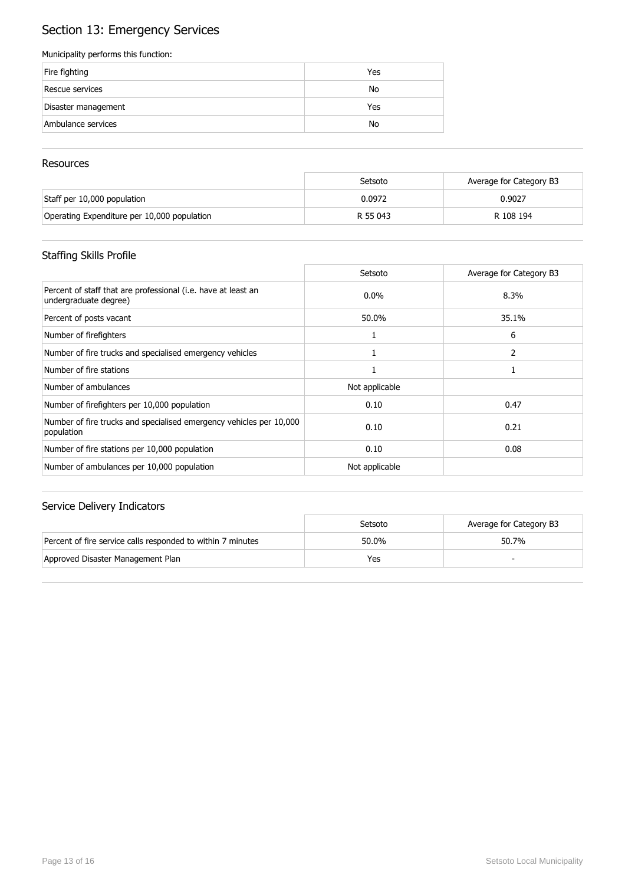# Section 13: Emergency Services

Municipality performs this function:

| | |
|---|---|
| Fire fighting | Yes |
| Rescue services | No |
| Disaster management | Yes |
| Ambulance services | No |

## Resources

| | Setsoto | Average for Category B3 |
|---|---|---|
| Staff per 10,000 population | 0.0972 | 0.9027 |
| Operating Expenditure per 10,000 population | R 55 043 | R 108 194 |

## Staffing Skills Profile

| | Setsoto | Average for Category B3 |
|---|---|---|
| Percent of staff that are professional (i.e. have at least an undergraduate degree) | 0.0% | 8.3% |
| Percent of posts vacant | 50.0% | 35.1% |
| Number of firefighters | 1 | 6 |
| Number of fire trucks and specialised emergency vehicles | 1 | 2 |
| Number of fire stations | 1 | 1 |
| Number of ambulances | Not applicable | |
| Number of firefighters per 10,000 population | 0.10 | 0.47 |
| Number of fire trucks and specialised emergency vehicles per 10,000 population | 0.10 | 0.21 |
| Number of fire stations per 10,000 population | 0.10 | 0.08 |
| Number of ambulances per 10,000 population | Not applicable | |

## Service Delivery Indicators

| | Setsoto | Average for Category B3 |
|---|---|---|
| Percent of fire service calls responded to within 7 minutes | 50.0% | 50.7% |
| Approved Disaster Management Plan | Yes | - |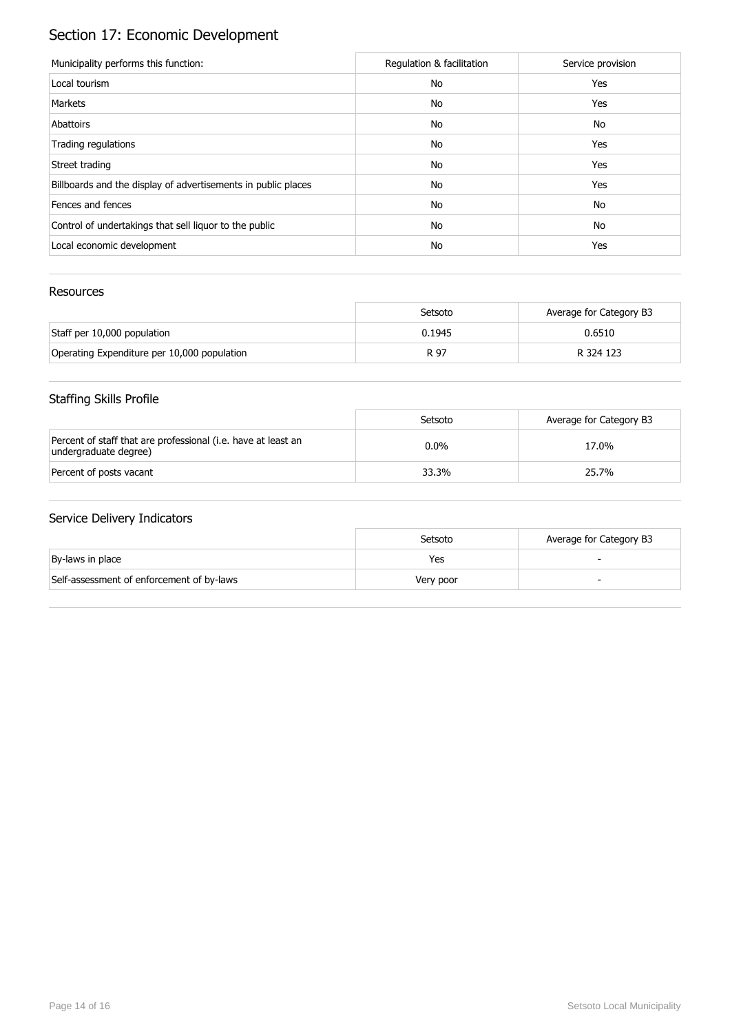# Section 17: Economic Development

| Municipality performs this function: | Regulation & facilitation | Service provision |
|---|---|---|
| Local tourism | No | Yes |
| Markets | No | Yes |
| Abattoirs | No | No |
| Trading regulations | No | Yes |
| Street trading | No | Yes |
| Billboards and the display of advertisements in public places | No | Yes |
| Fences and fences | No | No |
| Control of undertakings that sell liquor to the public | No | No |
| Local economic development | No | Yes |

## Resources

| | Setsoto | Average for Category B3 |
|---|---|---|
| Staff per 10,000 population | 0.1945 | 0.6510 |
| Operating Expenditure per 10,000 population | R 97 | R 324 123 |

## Staffing Skills Profile

| | Setsoto | Average for Category B3 |
|---|---|---|
| Percent of staff that are professional (i.e. have at least an undergraduate degree) | 0.0% | 17.0% |
| Percent of posts vacant | 33.3% | 25.7% |

## Service Delivery Indicators

| | Setsoto | Average for Category B3 |
|---|---|---|
| By-laws in place | Yes | - |
| Self-assessment of enforcement of by-laws | Very poor | - |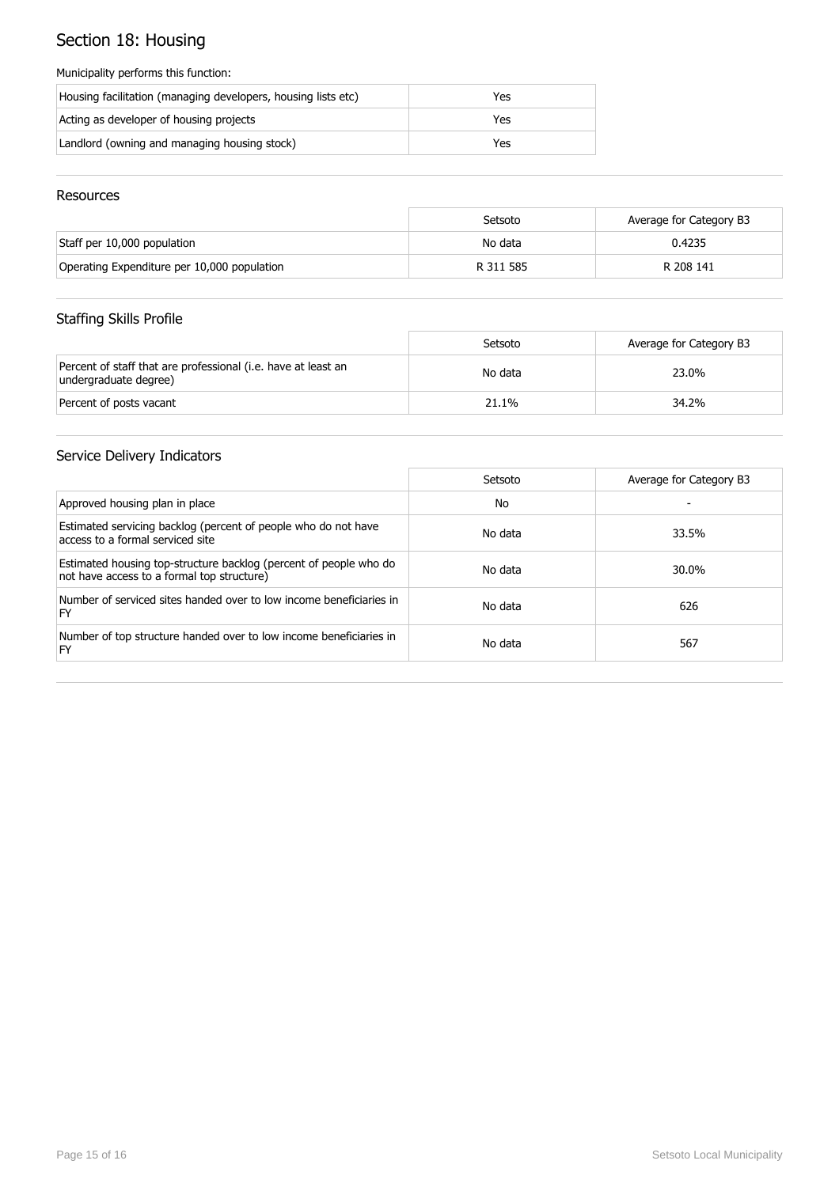# Section 18: Housing

Municipality performs this function:

| | |
|---|---|
| Housing facilitation (managing developers, housing lists etc) | Yes |
| Acting as developer of housing projects | Yes |
| Landlord (owning and managing housing stock) | Yes |

## Resources

| | Setsoto | Average for Category B3 |
|---|---|---|
| Staff per 10,000 population | No data | 0.4235 |
| Operating Expenditure per 10,000 population | R 311 585 | R 208 141 |

## Staffing Skills Profile

| | Setsoto | Average for Category B3 |
|---|---|---|
| Percent of staff that are professional (i.e. have at least an undergraduate degree) | No data | 23.0% |
| Percent of posts vacant | 21.1% | 34.2% |

## Service Delivery Indicators

| | Setsoto | Average for Category B3 |
|---|---|---|
| Approved housing plan in place | No | - |
| Estimated servicing backlog (percent of people who do not have access to a formal serviced site | No data | 33.5% |
| Estimated housing top-structure backlog (percent of people who do not have access to a formal top structure) | No data | 30.0% |
| Number of serviced sites handed over to low income beneficiaries in FY | No data | 626 |
| Number of top structure handed over to low income beneficiaries in FY | No data | 567 |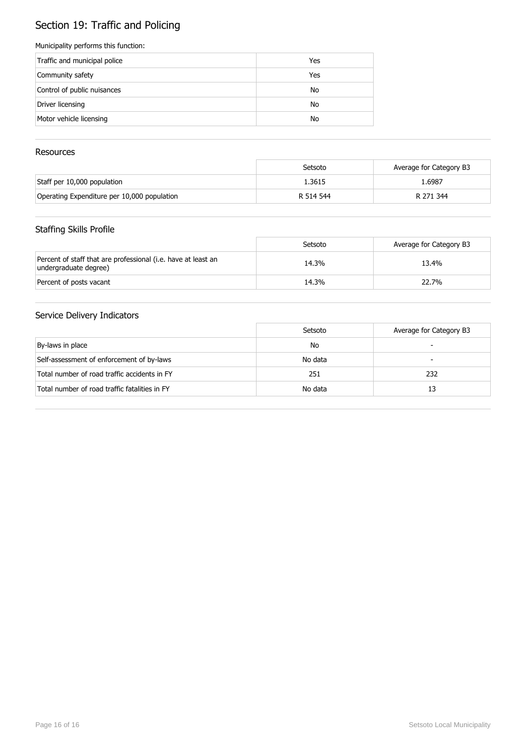# Section 19: Traffic and Policing

Municipality performs this function:

| | |
|---|---|
| Traffic and municipal police | Yes |
| Community safety | Yes |
| Control of public nuisances | No |
| Driver licensing | No |
| Motor vehicle licensing | No |

## Resources

| | Setsoto | Average for Category B3 |
|---|---|---|
| Staff per 10,000 population | 1.3615 | 1.6987 |
| Operating Expenditure per 10,000 population | R 514 544 | R 271 344 |

## Staffing Skills Profile

| | Setsoto | Average for Category B3 |
|---|---|---|
| Percent of staff that are professional (i.e. have at least an undergraduate degree) | 14.3% | 13.4% |
| Percent of posts vacant | 14.3% | 22.7% |

## Service Delivery Indicators

| | Setsoto | Average for Category B3 |
|---|---|---|
| By-laws in place | No | - |
| Self-assessment of enforcement of by-laws | No data | - |
| Total number of road traffic accidents in FY | 251 | 232 |
| Total number of road traffic fatalities in FY | No data | 13 |